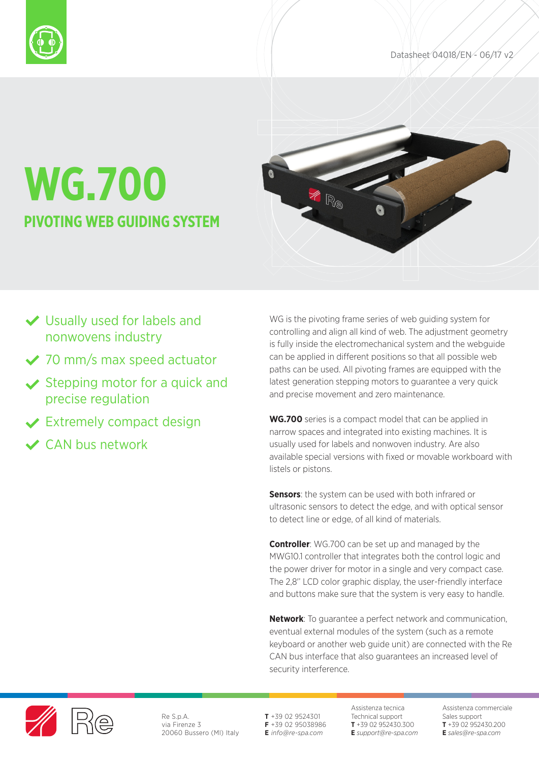Datasheet 04018/EN - 06/17 v2

# WG.700

## PIVOTING WEB GUIDING SYSTEM

- Usually used for labels and nonwovens industry
- 70 mm/s max speed actuator
- Stepping motor for a quick and precise regulation
- Extremely compact design
- CAN bus network

WG is the pivoting frame series of web guiding system for controlling and align all kind of web. The adjustment geometry is fully inside the electromechanical system and the webguide can be applied in different positions so that all possible web paths can be used. All pivoting frames are equipped with the latest generation stepping motors to guarantee a very quick and precise movement and zero maintenance.

**WG.700** series is a compact model that can be applied in narrow spaces and integrated into existing machines. It is usually used for labels and nonwoven industry. Are also available special versions with fixed or movable workboard with listels or pistons.

**Sensors**: the system can be used with both infrared or ultrasonic sensors to detect the edge, and with optical sensor to detect line or edge, of all kind of materials.

**Controller**: WG.700 can be set up and managed by the MWG10.1 controller that integrates both the control logic and the power driver for motor in a single and very compact case. The 2,8" LCD color graphic display, the user-friendly interface and buttons make sure that the system is very easy to handle.

**Network**: To guarantee a perfect network and communication, eventual external modules of the system (such as a remote keyboard or another web guide unit) are connected with the Re CAN bus interface that also guarantees an increased level of security interference.

Re S.p.A.
via Firenze 3
20060 Bussero (MI) Italy

**T** +39 02 9524301
**F** +39 02 95038986
**E** *info@re-spa.com*

Assistenza tecnica
Technical support
**T** +39 02 952430.300
**E** *support@re-spa.com*

Assistenza commerciale
Sales support
**T** +39 02 952430.200
**E** *sales@re-spa.com*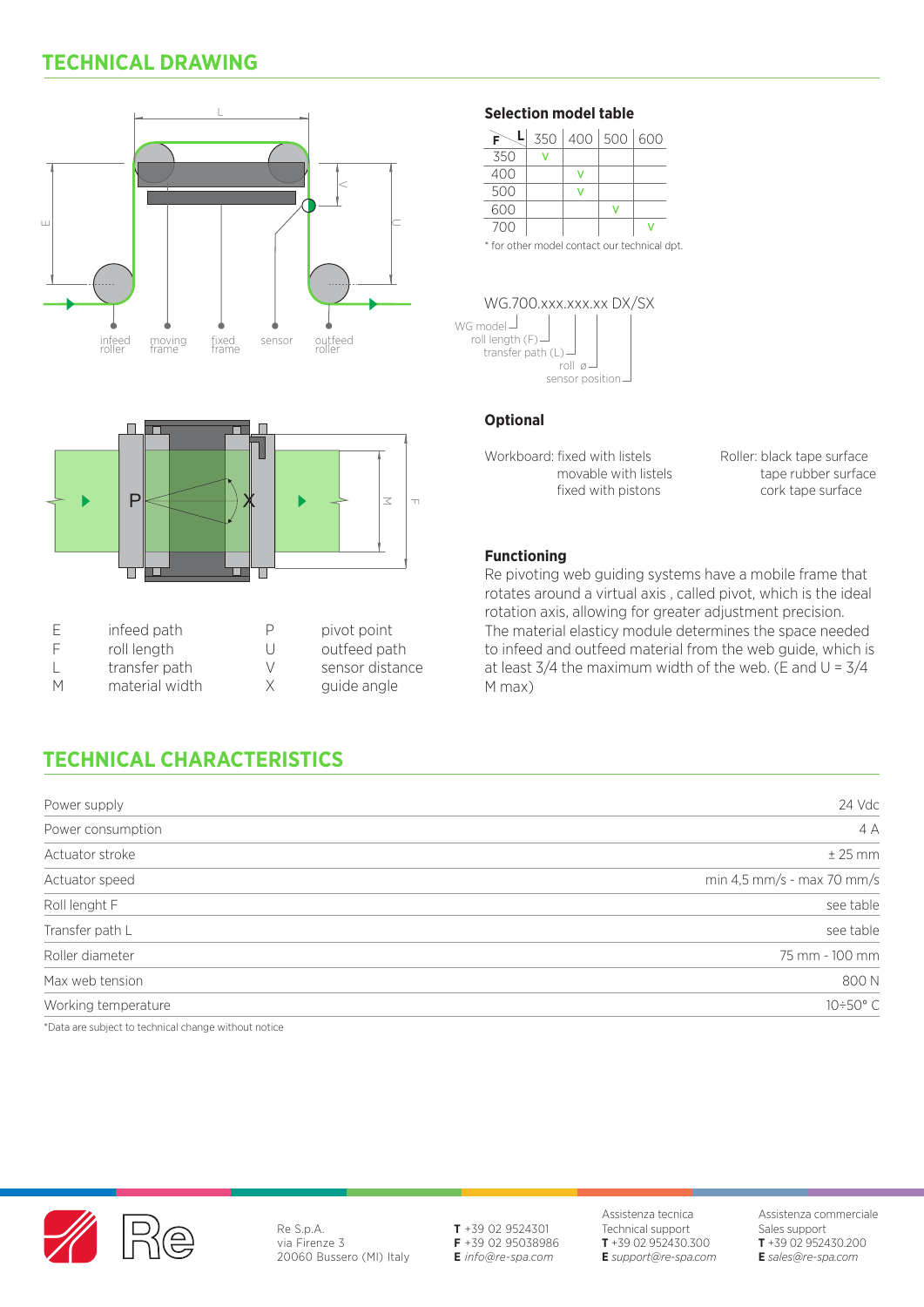## TECHNICAL DRAWING

L

E

U

V

infeed roller
moving frame
fixed frame
sensor
outfeed roller

P

X

M

F

| | | | |
|---|---|---|---|
| E | infeed path | P | pivot point |
| F | roll length | U | outfeed path |
| L | transfer path | V | sensor distance |
| M | material width | X | guide angle |

### Selection model table

| F \ L | 350 | 400 | 500 | 600 |
|---|---|---|---|---|
| 350 | V | | | |
| 400 | | V | | |
| 500 | | V | | |
| 600 | | | V | |
| 700 | | | | V |

\* for other model contact our technical dpt.

WG.700.xxx.xxx.xx DX/SX

WG model
roll length (F)
transfer path (L)
roll ø
sensor position

### Optional

Workboard: fixed with listels
movable with listels
fixed with pistons

Roller: black tape surface
tape rubber surface
cork tape surface

### Functioning

Re pivoting web guiding systems have a mobile frame that rotates around a virtual axis , called pivot, which is the ideal rotation axis, allowing for greater adjustment precision.
The material elasticy module determines the space needed to infeed and outfeed material from the web guide, which is at least 3/4 the maximum width of the web. (E and U = 3/4 M max)

## TECHNICAL CHARACTERISTICS

| | |
|---|---|
| Power supply | 24 Vdc |
| Power consumption | 4 A |
| Actuator stroke | ± 25 mm |
| Actuator speed | min 4,5 mm/s - max 70 mm/s |
| Roll lenght F | see table |
| Transfer path L | see table |
| Roller diameter | 75 mm - 100 mm |
| Max web tension | 800 N |
| Working temperature | 10÷50° C |

\*Data are subject to technical change without notice

Re S.p.A.
via Firenze 3
20060 Bussero (MI) Italy

**T** +39 02 9524301
**F** +39 02 95038986
**E** *info@re-spa.com*

Assistenza tecnica
Technical support
**T** +39 02 952430.300
**E** *support@re-spa.com*

Assistenza commerciale
Sales support
**T** +39 02 952430.200
**E** *sales@re-spa.com*